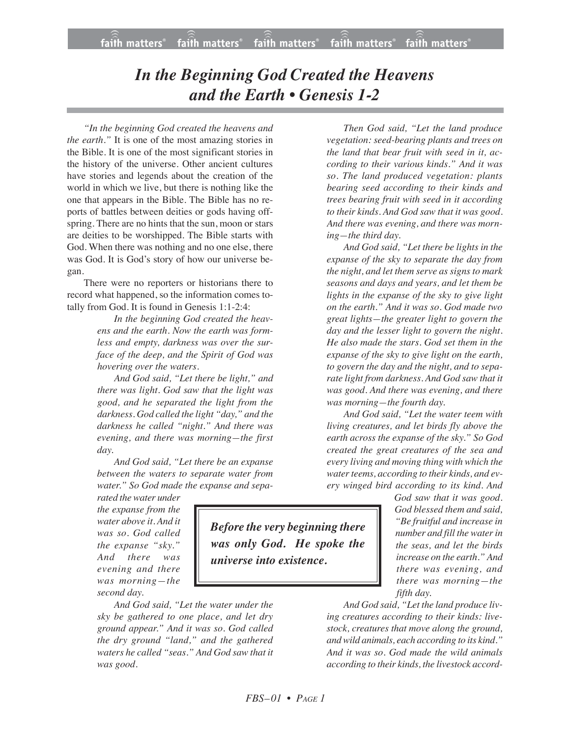# *In the Beginning God Created the Heavens and the Earth • Genesis 1-2*

*"In the beginning God created the heavens and the earth."* It is one of the most amazing stories in the Bible. It is one of the most significant stories in the history of the universe. Other ancient cultures have stories and legends about the creation of the world in which we live, but there is nothing like the one that appears in the Bible. The Bible has no reports of battles between deities or gods having offspring. There are no hints that the sun, moon or stars are deities to be worshipped. The Bible starts with God. When there was nothing and no one else, there was God. It is God's story of how our universe began.

There were no reporters or historians there to record what happened, so the information comes totally from God. It is found in Genesis 1:1-2:4:

> *In the beginning God created the heavens and the earth. Now the earth was formless and empty, darkness was over the surface of the deep, and the Spirit of God was hovering over the waters.*
>
> *And God said, "Let there be light," and there was light. God saw that the light was good, and he separated the light from the darkness. God called the light "day," and the darkness he called "night." And there was evening, and there was morning—the first day.*
>
> *And God said, "Let there be an expanse between the waters to separate water from water." So God made the expanse and separated the water under the expanse from the water above it. And it was so. God called the expanse "sky." And there was evening and there was morning—the second day.*
>
> *And God said, "Let the water under the sky be gathered to one place, and let dry ground appear." And it was so. God called the dry ground "land," and the gathered waters he called "seas." And God saw that it was good.*
>
> *Then God said, "Let the land produce vegetation: seed-bearing plants and trees on the land that bear fruit with seed in it, according to their various kinds." And it was so. The land produced vegetation: plants bearing seed according to their kinds and trees bearing fruit with seed in it according to their kinds. And God saw that it was good. And there was evening, and there was morning—the third day.*
>
> *And God said, "Let there be lights in the expanse of the sky to separate the day from the night, and let them serve as signs to mark seasons and days and years, and let them be lights in the expanse of the sky to give light on the earth." And it was so. God made two great lights—the greater light to govern the day and the lesser light to govern the night. He also made the stars. God set them in the expanse of the sky to give light on the earth, to govern the day and the night, and to separate light from darkness. And God saw that it was good. And there was evening, and there was morning—the fourth day.*
>
> *And God said, "Let the water teem with living creatures, and let birds fly above the earth across the expanse of the sky." So God created the great creatures of the sea and every living and moving thing with which the water teems, according to their kinds, and every winged bird according to its kind. And God saw that it was good. God blessed them and said, "Be fruitful and increase in number and fill the water in the seas, and let the birds increase on the earth." And there was evening, and there was morning—the fifth day.*
>
> *And God said, "Let the land produce living creatures according to their kinds: livestock, creatures that move along the ground, and wild animals, each according to its kind." And it was so. God made the wild animals according to their kinds, the livestock accord-*

**_Before the very beginning there was only God. He spoke the universe into existence._**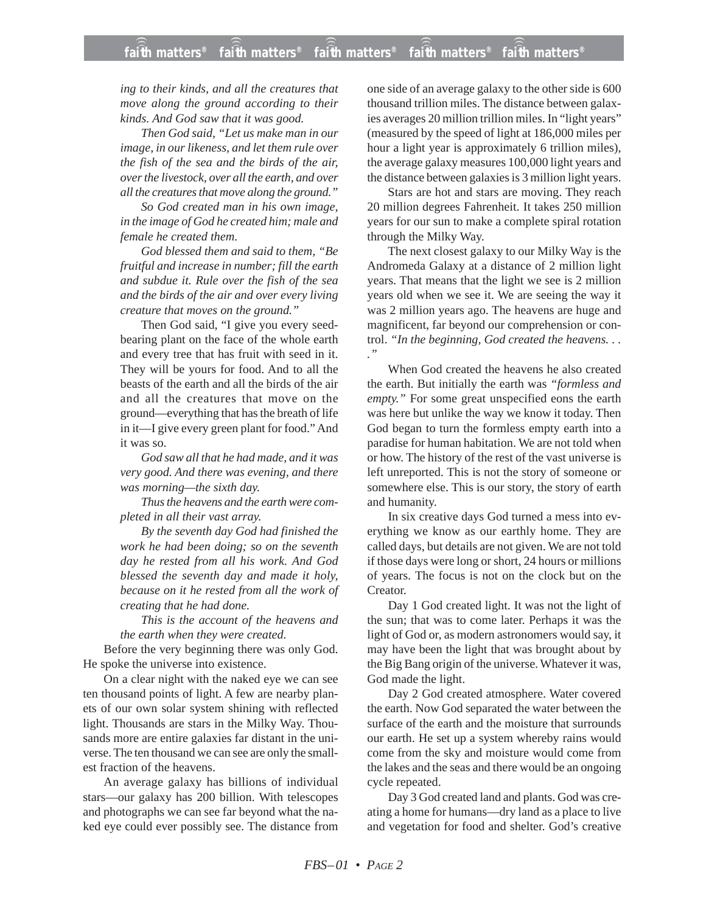*ing to their kinds, and all the creatures that move along the ground according to their kinds. And God saw that it was good.*

*Then God said, "Let us make man in our image, in our likeness, and let them rule over the fish of the sea and the birds of the air, over the livestock, over all the earth, and over all the creatures that move along the ground."*

*So God created man in his own image, in the image of God he created him; male and female he created them.*

*God blessed them and said to them, "Be fruitful and increase in number; fill the earth and subdue it. Rule over the fish of the sea and the birds of the air and over every living creature that moves on the ground."*

Then God said, "I give you every seed-bearing plant on the face of the whole earth and every tree that has fruit with seed in it. They will be yours for food. And to all the beasts of the earth and all the birds of the air and all the creatures that move on the ground—everything that has the breath of life in it—I give every green plant for food." And it was so.

*God saw all that he had made, and it was very good. And there was evening, and there was morning—the sixth day.*

*Thus the heavens and the earth were completed in all their vast array.*

*By the seventh day God had finished the work he had been doing; so on the seventh day he rested from all his work. And God blessed the seventh day and made it holy, because on it he rested from all the work of creating that he had done.*

*This is the account of the heavens and the earth when they were created.*

Before the very beginning there was only God. He spoke the universe into existence.

On a clear night with the naked eye we can see ten thousand points of light. A few are nearby planets of our own solar system shining with reflected light. Thousands are stars in the Milky Way. Thousands more are entire galaxies far distant in the universe. The ten thousand we can see are only the smallest fraction of the heavens.

An average galaxy has billions of individual stars—our galaxy has 200 billion. With telescopes and photographs we can see far beyond what the naked eye could ever possibly see. The distance from one side of an average galaxy to the other side is 600 thousand trillion miles. The distance between galaxies averages 20 million trillion miles. In "light years" (measured by the speed of light at 186,000 miles per hour a light year is approximately 6 trillion miles), the average galaxy measures 100,000 light years and the distance between galaxies is 3 million light years.

Stars are hot and stars are moving. They reach 20 million degrees Fahrenheit. It takes 250 million years for our sun to make a complete spiral rotation through the Milky Way.

The next closest galaxy to our Milky Way is the Andromeda Galaxy at a distance of 2 million light years. That means that the light we see is 2 million years old when we see it. We are seeing the way it was 2 million years ago. The heavens are huge and magnificent, far beyond our comprehension or control. *"In the beginning, God created the heavens. . . ."*

When God created the heavens he also created the earth. But initially the earth was *"formless and empty."* For some great unspecified eons the earth was here but unlike the way we know it today. Then God began to turn the formless empty earth into a paradise for human habitation. We are not told when or how. The history of the rest of the vast universe is left unreported. This is not the story of someone or somewhere else. This is our story, the story of earth and humanity.

In six creative days God turned a mess into everything we know as our earthly home. They are called days, but details are not given. We are not told if those days were long or short, 24 hours or millions of years. The focus is not on the clock but on the Creator.

Day 1 God created light. It was not the light of the sun; that was to come later. Perhaps it was the light of God or, as modern astronomers would say, it may have been the light that was brought about by the Big Bang origin of the universe. Whatever it was, God made the light.

Day 2 God created atmosphere. Water covered the earth. Now God separated the water between the surface of the earth and the moisture that surrounds our earth. He set up a system whereby rains would come from the sky and moisture would come from the lakes and the seas and there would be an ongoing cycle repeated.

Day 3 God created land and plants. God was creating a home for humans—dry land as a place to live and vegetation for food and shelter. God's creative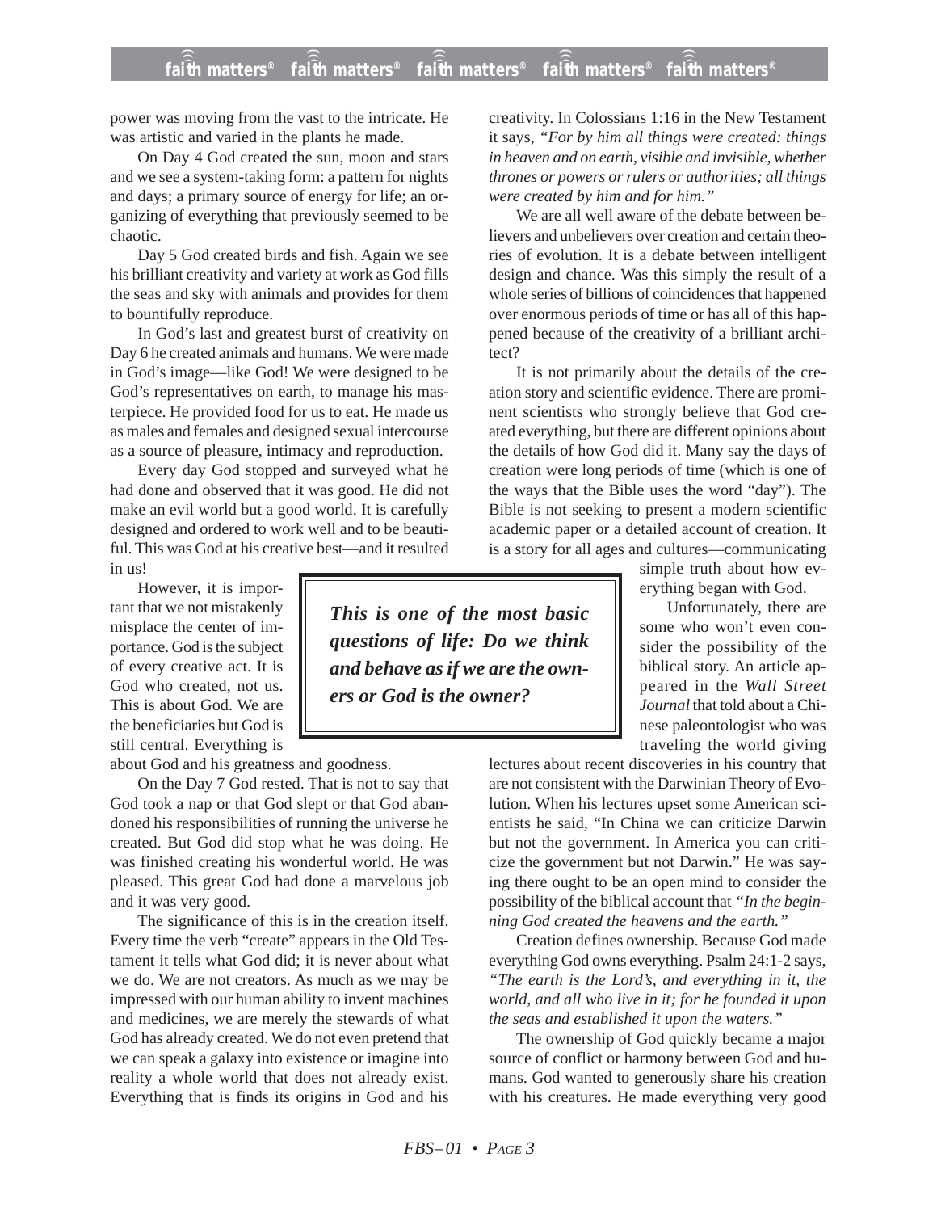power was moving from the vast to the intricate. He was artistic and varied in the plants he made.

On Day 4 God created the sun, moon and stars and we see a system-taking form: a pattern for nights and days; a primary source of energy for life; an organizing of everything that previously seemed to be chaotic.

Day 5 God created birds and fish. Again we see his brilliant creativity and variety at work as God fills the seas and sky with animals and provides for them to bountifully reproduce.

In God's last and greatest burst of creativity on Day 6 he created animals and humans. We were made in God's image—like God! We were designed to be God's representatives on earth, to manage his masterpiece. He provided food for us to eat. He made us as males and females and designed sexual intercourse as a source of pleasure, intimacy and reproduction.

Every day God stopped and surveyed what he had done and observed that it was good. He did not make an evil world but a good world. It is carefully designed and ordered to work well and to be beautiful. This was God at his creative best—and it resulted in us!

However, it is important that we not mistakenly misplace the center of importance. God is the subject of every creative act. It is God who created, not us. This is about God. We are the beneficiaries but God is still central. Everything is about God and his greatness and goodness.

> ***This is one of the most basic questions of life: Do we think and behave as if we are the owners or God is the owner?***

On the Day 7 God rested. That is not to say that God took a nap or that God slept or that God abandoned his responsibilities of running the universe he created. But God did stop what he was doing. He was finished creating his wonderful world. He was pleased. This great God had done a marvelous job and it was very good.

The significance of this is in the creation itself. Every time the verb "create" appears in the Old Testament it tells what God did; it is never about what we do. We are not creators. As much as we may be impressed with our human ability to invent machines and medicines, we are merely the stewards of what God has already created. We do not even pretend that we can speak a galaxy into existence or imagine into reality a whole world that does not already exist. Everything that is finds its origins in God and his creativity. In Colossians 1:16 in the New Testament it says, *"For by him all things were created: things in heaven and on earth, visible and invisible, whether thrones or powers or rulers or authorities; all things were created by him and for him."*

We are all well aware of the debate between believers and unbelievers over creation and certain theories of evolution. It is a debate between intelligent design and chance. Was this simply the result of a whole series of billions of coincidences that happened over enormous periods of time or has all of this happened because of the creativity of a brilliant architect?

It is not primarily about the details of the creation story and scientific evidence. There are prominent scientists who strongly believe that God created everything, but there are different opinions about the details of how God did it. Many say the days of creation were long periods of time (which is one of the ways that the Bible uses the word "day"). The Bible is not seeking to present a modern scientific academic paper or a detailed account of creation. It is a story for all ages and cultures—communicating simple truth about how everything began with God.

Unfortunately, there are some who won't even consider the possibility of the biblical story. An article appeared in the *Wall Street Journal* that told about a Chinese paleontologist who was traveling the world giving lectures about recent discoveries in his country that are not consistent with the Darwinian Theory of Evolution. When his lectures upset some American scientists he said, "In China we can criticize Darwin but not the government. In America you can criticize the government but not Darwin." He was saying there ought to be an open mind to consider the possibility of the biblical account that *"In the beginning God created the heavens and the earth."*

Creation defines ownership. Because God made everything God owns everything. Psalm 24:1-2 says, *"The earth is the Lord's, and everything in it, the world, and all who live in it; for he founded it upon the seas and established it upon the waters."*

The ownership of God quickly became a major source of conflict or harmony between God and humans. God wanted to generously share his creation with his creatures. He made everything very good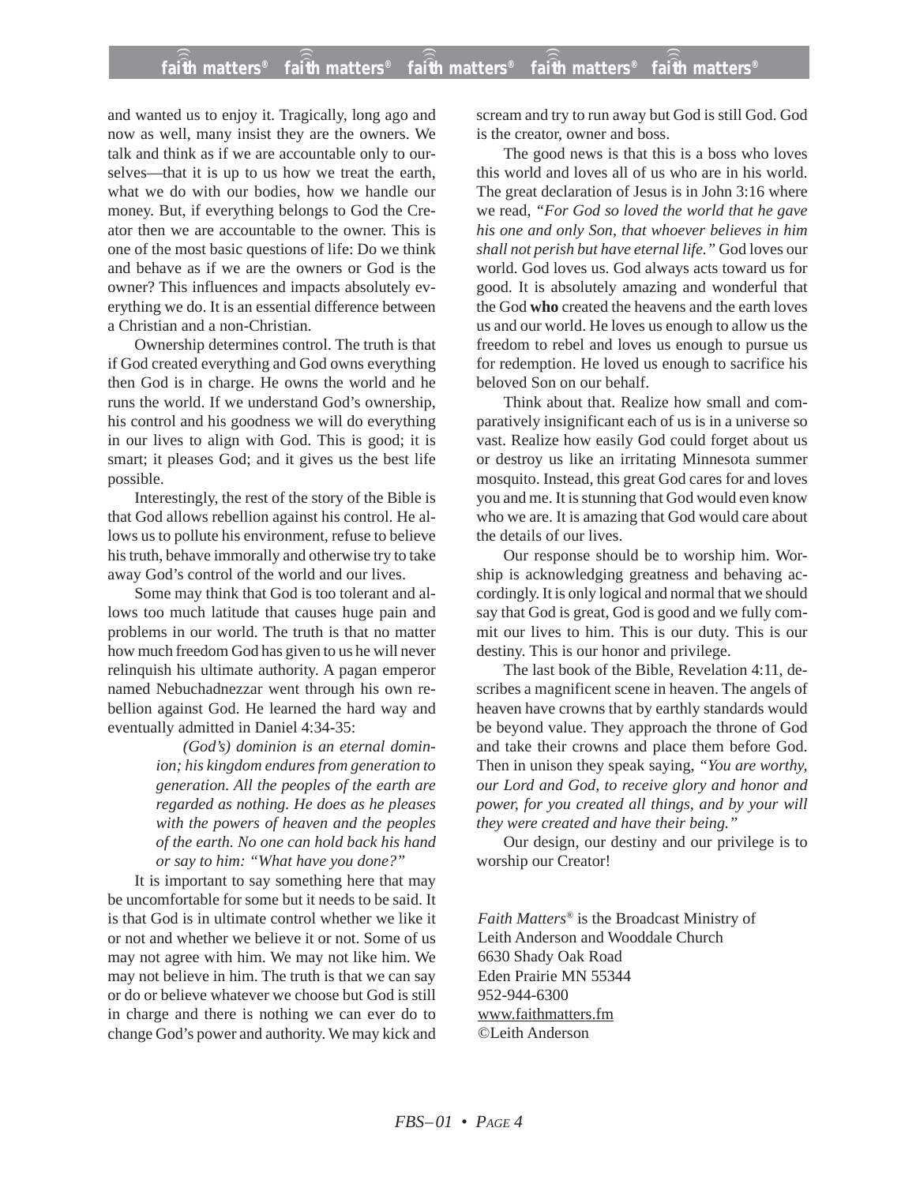and wanted us to enjoy it. Tragically, long ago and now as well, many insist they are the owners. We talk and think as if we are accountable only to ourselves—that it is up to us how we treat the earth, what we do with our bodies, how we handle our money. But, if everything belongs to God the Creator then we are accountable to the owner. This is one of the most basic questions of life: Do we think and behave as if we are the owners or God is the owner? This influences and impacts absolutely everything we do. It is an essential difference between a Christian and a non-Christian.

Ownership determines control. The truth is that if God created everything and God owns everything then God is in charge. He owns the world and he runs the world. If we understand God's ownership, his control and his goodness we will do everything in our lives to align with God. This is good; it is smart; it pleases God; and it gives us the best life possible.

Interestingly, the rest of the story of the Bible is that God allows rebellion against his control. He allows us to pollute his environment, refuse to believe his truth, behave immorally and otherwise try to take away God's control of the world and our lives.

Some may think that God is too tolerant and allows too much latitude that causes huge pain and problems in our world. The truth is that no matter how much freedom God has given to us he will never relinquish his ultimate authority. A pagan emperor named Nebuchadnezzar went through his own rebellion against God. He learned the hard way and eventually admitted in Daniel 4:34-35:

> *(God's) dominion is an eternal dominion; his kingdom endures from generation to generation. All the peoples of the earth are regarded as nothing. He does as he pleases with the powers of heaven and the peoples of the earth. No one can hold back his hand or say to him: "What have you done?"*

It is important to say something here that may be uncomfortable for some but it needs to be said. It is that God is in ultimate control whether we like it or not and whether we believe it or not. Some of us may not agree with him. We may not like him. We may not believe in him. The truth is that we can say or do or believe whatever we choose but God is still in charge and there is nothing we can ever do to change God's power and authority. We may kick and scream and try to run away but God is still God. God is the creator, owner and boss.

The good news is that this is a boss who loves this world and loves all of us who are in his world. The great declaration of Jesus is in John 3:16 where we read, *"For God so loved the world that he gave his one and only Son, that whoever believes in him shall not perish but have eternal life."* God loves our world. God loves us. God always acts toward us for good. It is absolutely amazing and wonderful that the God **who** created the heavens and the earth loves us and our world. He loves us enough to allow us the freedom to rebel and loves us enough to pursue us for redemption. He loved us enough to sacrifice his beloved Son on our behalf.

Think about that. Realize how small and comparatively insignificant each of us is in a universe so vast. Realize how easily God could forget about us or destroy us like an irritating Minnesota summer mosquito. Instead, this great God cares for and loves you and me. It is stunning that God would even know who we are. It is amazing that God would care about the details of our lives.

Our response should be to worship him. Worship is acknowledging greatness and behaving accordingly. It is only logical and normal that we should say that God is great, God is good and we fully commit our lives to him. This is our duty. This is our destiny. This is our honor and privilege.

The last book of the Bible, Revelation 4:11, describes a magnificent scene in heaven. The angels of heaven have crowns that by earthly standards would be beyond value. They approach the throne of God and take their crowns and place them before God. Then in unison they speak saying, *"You are worthy, our Lord and God, to receive glory and honor and power, for you created all things, and by your will they were created and have their being."*

Our design, our destiny and our privilege is to worship our Creator!

*Faith Matters*® is the Broadcast Ministry of
Leith Anderson and Wooddale Church
6630 Shady Oak Road
Eden Prairie MN 55344
952-944-6300
www.faithmatters.fm
©Leith Anderson